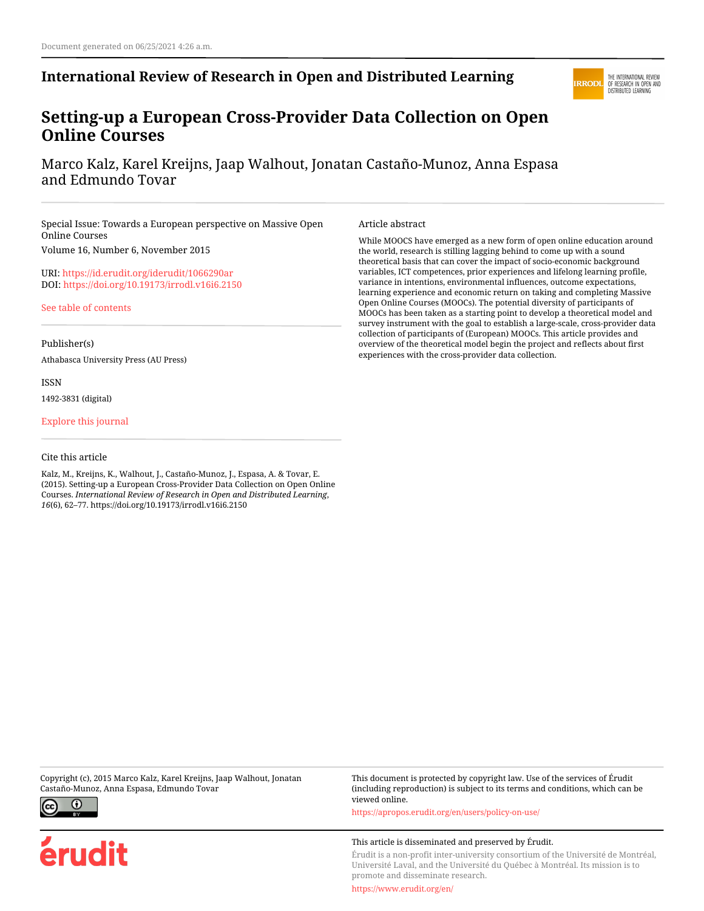Document generated on 06/25/2021 4:26 a.m.

**International Review of Research in Open and Distributed Learning**

# Setting-up a European Cross-Provider Data Collection on Open Online Courses

Marco Kalz, Karel Kreijns, Jaap Walhout, Jonatan Castaño-Munoz, Anna Espasa and Edmundo Tovar

Special Issue: Towards a European perspective on Massive Open Online Courses
Volume 16, Number 6, November 2015

URI: https://id.erudit.org/iderudit/1066290ar
DOI: https://doi.org/10.19173/irrodl.v16i6.2150

See table of contents

Publisher(s)

Athabasca University Press (AU Press)

ISSN

1492-3831 (digital)

Explore this journal

Cite this article

Kalz, M., Kreijns, K., Walhout, J., Castaño-Munoz, J., Espasa, A. & Tovar, E. (2015). Setting-up a European Cross-Provider Data Collection on Open Online Courses. *International Review of Research in Open and Distributed Learning*, *16*(6), 62–77. https://doi.org/10.19173/irrodl.v16i6.2150

Article abstract

While MOOCS have emerged as a new form of open online education around the world, research is stilling lagging behind to come up with a sound theoretical basis that can cover the impact of socio-economic background variables, ICT competences, prior experiences and lifelong learning profile, variance in intentions, environmental influences, outcome expectations, learning experience and economic return on taking and completing Massive Open Online Courses (MOOCs). The potential diversity of participants of MOOCs has been taken as a starting point to develop a theoretical model and survey instrument with the goal to establish a large-scale, cross-provider data collection of participants of (European) MOOCs. This article provides and overview of the theoretical model begin the project and reflects about first experiences with the cross-provider data collection.

Copyright (c), 2015 Marco Kalz, Karel Kreijns, Jaap Walhout, Jonatan Castaño-Munoz, Anna Espasa, Edmundo Tovar

This document is protected by copyright law. Use of the services of Érudit (including reproduction) is subject to its terms and conditions, which can be viewed online.

https://apropos.erudit.org/en/users/policy-on-use/

This article is disseminated and preserved by Érudit.

Érudit is a non-profit inter-university consortium of the Université de Montréal, Université Laval, and the Université du Québec à Montréal. Its mission is to promote and disseminate research.

https://www.erudit.org/en/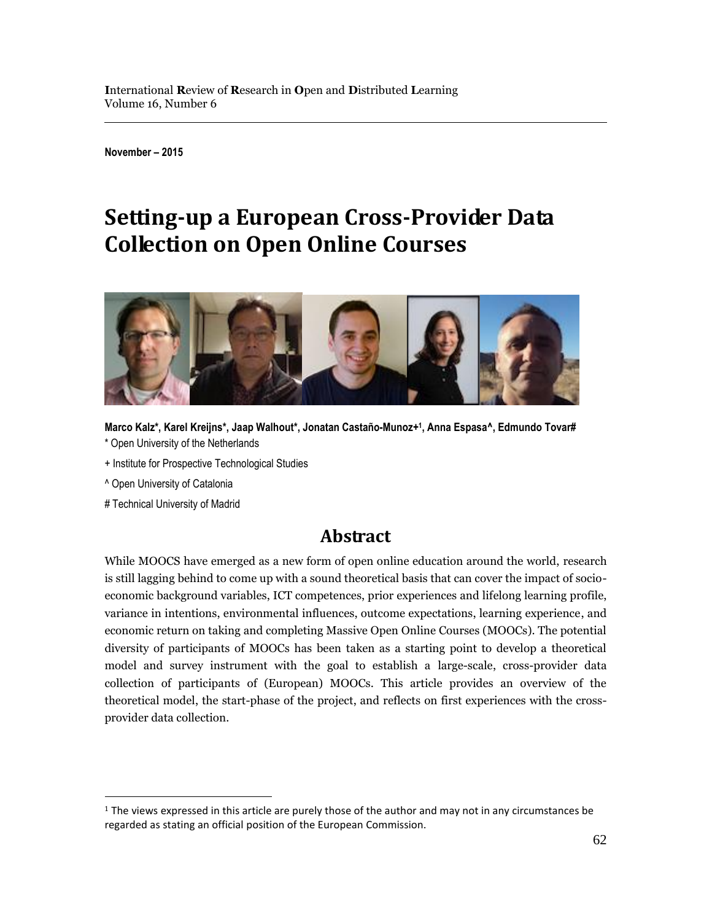November – 2015

# Setting-up a European Cross-Provider Data Collection on Open Online Courses

**Marco Kalz*, Karel Kreijns*, Jaap Walhout*, Jonatan Castaño-Munoz+[1], Anna Espasa^, Edmundo Tovar#**

\* Open University of the Netherlands

\+ Institute for Prospective Technological Studies

^ Open University of Catalonia

\# Technical University of Madrid

## Abstract

While MOOCS have emerged as a new form of open online education around the world, research is still lagging behind to come up with a sound theoretical basis that can cover the impact of socio-economic background variables, ICT competences, prior experiences and lifelong learning profile, variance in intentions, environmental influences, outcome expectations, learning experience, and economic return on taking and completing Massive Open Online Courses (MOOCs). The potential diversity of participants of MOOCs has been taken as a starting point to develop a theoretical model and survey instrument with the goal to establish a large-scale, cross-provider data collection of participants of (European) MOOCs. This article provides an overview of the theoretical model, the start-phase of the project, and reflects on first experiences with the cross-provider data collection.

[1] The views expressed in this article are purely those of the author and may not in any circumstances be regarded as stating an official position of the European Commission.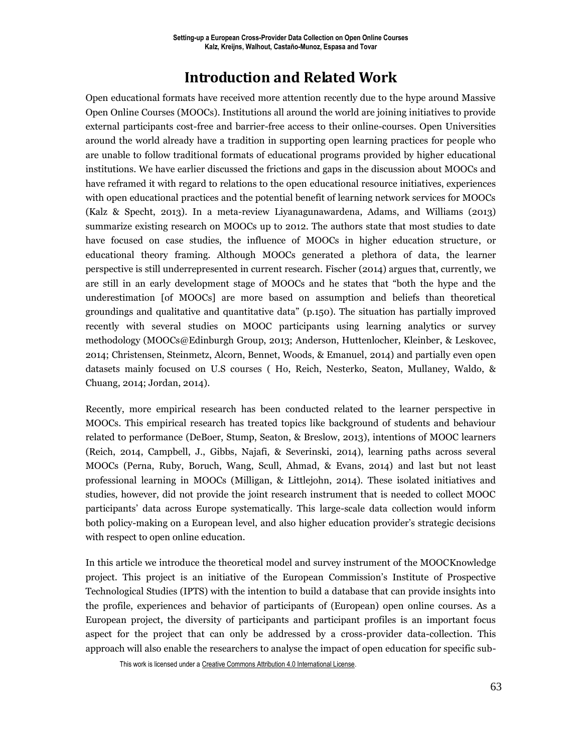# Introduction and Related Work

Open educational formats have received more attention recently due to the hype around Massive Open Online Courses (MOOCs). Institutions all around the world are joining initiatives to provide external participants cost-free and barrier-free access to their online-courses. Open Universities around the world already have a tradition in supporting open learning practices for people who are unable to follow traditional formats of educational programs provided by higher educational institutions. We have earlier discussed the frictions and gaps in the discussion about MOOCs and have reframed it with regard to relations to the open educational resource initiatives, experiences with open educational practices and the potential benefit of learning network services for MOOCs (Kalz & Specht, 2013). In a meta-review Liyanagunawardena, Adams, and Williams (2013) summarize existing research on MOOCs up to 2012. The authors state that most studies to date have focused on case studies, the influence of MOOCs in higher education structure, or educational theory framing. Although MOOCs generated a plethora of data, the learner perspective is still underrepresented in current research. Fischer (2014) argues that, currently, we are still in an early development stage of MOOCs and he states that "both the hype and the underestimation [of MOOCs] are more based on assumption and beliefs than theoretical groundings and qualitative and quantitative data" (p.150). The situation has partially improved recently with several studies on MOOC participants using learning analytics or survey methodology (MOOCs@Edinburgh Group, 2013; Anderson, Huttenlocher, Kleinber, & Leskovec, 2014; Christensen, Steinmetz, Alcorn, Bennet, Woods, & Emanuel, 2014) and partially even open datasets mainly focused on U.S courses ( Ho, Reich, Nesterko, Seaton, Mullaney, Waldo, & Chuang, 2014; Jordan, 2014).

Recently, more empirical research has been conducted related to the learner perspective in MOOCs. This empirical research has treated topics like background of students and behaviour related to performance (DeBoer, Stump, Seaton, & Breslow, 2013), intentions of MOOC learners (Reich, 2014, Campbell, J., Gibbs, Najafi, & Severinski, 2014), learning paths across several MOOCs (Perna, Ruby, Boruch, Wang, Scull, Ahmad, & Evans, 2014) and last but not least professional learning in MOOCs (Milligan, & Littlejohn, 2014). These isolated initiatives and studies, however, did not provide the joint research instrument that is needed to collect MOOC participants' data across Europe systematically. This large-scale data collection would inform both policy-making on a European level, and also higher education provider's strategic decisions with respect to open online education.

In this article we introduce the theoretical model and survey instrument of the MOOCKnowledge project. This project is an initiative of the European Commission's Institute of Prospective Technological Studies (IPTS) with the intention to build a database that can provide insights into the profile, experiences and behavior of participants of (European) open online courses. As a European project, the diversity of participants and participant profiles is an important focus aspect for the project that can only be addressed by a cross-provider data-collection. This approach will also enable the researchers to analyse the impact of open education for specific sub-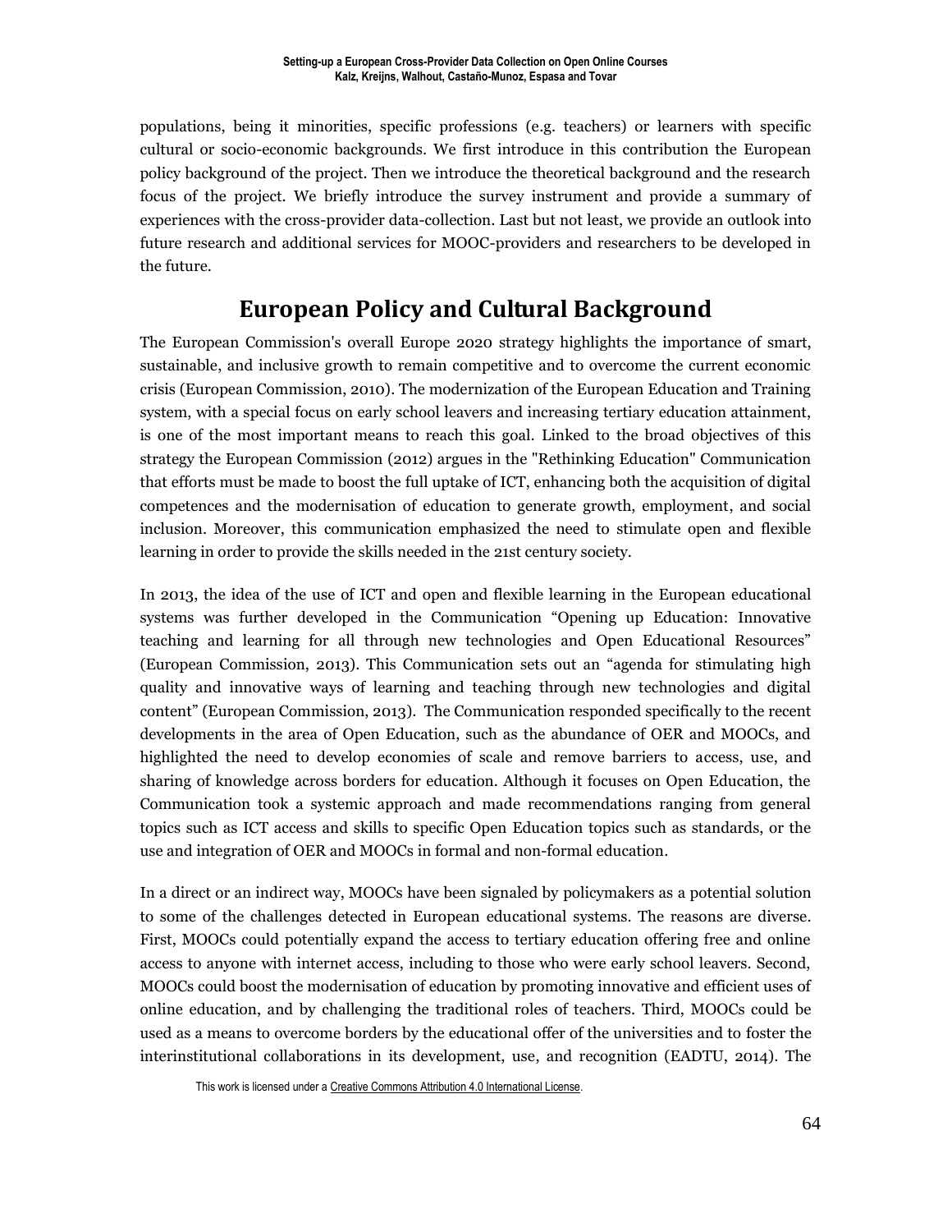populations, being it minorities, specific professions (e.g. teachers) or learners with specific cultural or socio-economic backgrounds. We first introduce in this contribution the European policy background of the project. Then we introduce the theoretical background and the research focus of the project. We briefly introduce the survey instrument and provide a summary of experiences with the cross-provider data-collection. Last but not least, we provide an outlook into future research and additional services for MOOC-providers and researchers to be developed in the future.

## European Policy and Cultural Background

The European Commission's overall Europe 2020 strategy highlights the importance of smart, sustainable, and inclusive growth to remain competitive and to overcome the current economic crisis (European Commission, 2010). The modernization of the European Education and Training system, with a special focus on early school leavers and increasing tertiary education attainment, is one of the most important means to reach this goal. Linked to the broad objectives of this strategy the European Commission (2012) argues in the "Rethinking Education" Communication that efforts must be made to boost the full uptake of ICT, enhancing both the acquisition of digital competences and the modernisation of education to generate growth, employment, and social inclusion. Moreover, this communication emphasized the need to stimulate open and flexible learning in order to provide the skills needed in the 21st century society.

In 2013, the idea of the use of ICT and open and flexible learning in the European educational systems was further developed in the Communication "Opening up Education: Innovative teaching and learning for all through new technologies and Open Educational Resources" (European Commission, 2013). This Communication sets out an "agenda for stimulating high quality and innovative ways of learning and teaching through new technologies and digital content" (European Commission, 2013). The Communication responded specifically to the recent developments in the area of Open Education, such as the abundance of OER and MOOCs, and highlighted the need to develop economies of scale and remove barriers to access, use, and sharing of knowledge across borders for education. Although it focuses on Open Education, the Communication took a systemic approach and made recommendations ranging from general topics such as ICT access and skills to specific Open Education topics such as standards, or the use and integration of OER and MOOCs in formal and non-formal education.

In a direct or an indirect way, MOOCs have been signaled by policymakers as a potential solution to some of the challenges detected in European educational systems. The reasons are diverse. First, MOOCs could potentially expand the access to tertiary education offering free and online access to anyone with internet access, including to those who were early school leavers. Second, MOOCs could boost the modernisation of education by promoting innovative and efficient uses of online education, and by challenging the traditional roles of teachers. Third, MOOCs could be used as a means to overcome borders by the educational offer of the universities and to foster the interinstitutional collaborations in its development, use, and recognition (EADTU, 2014). The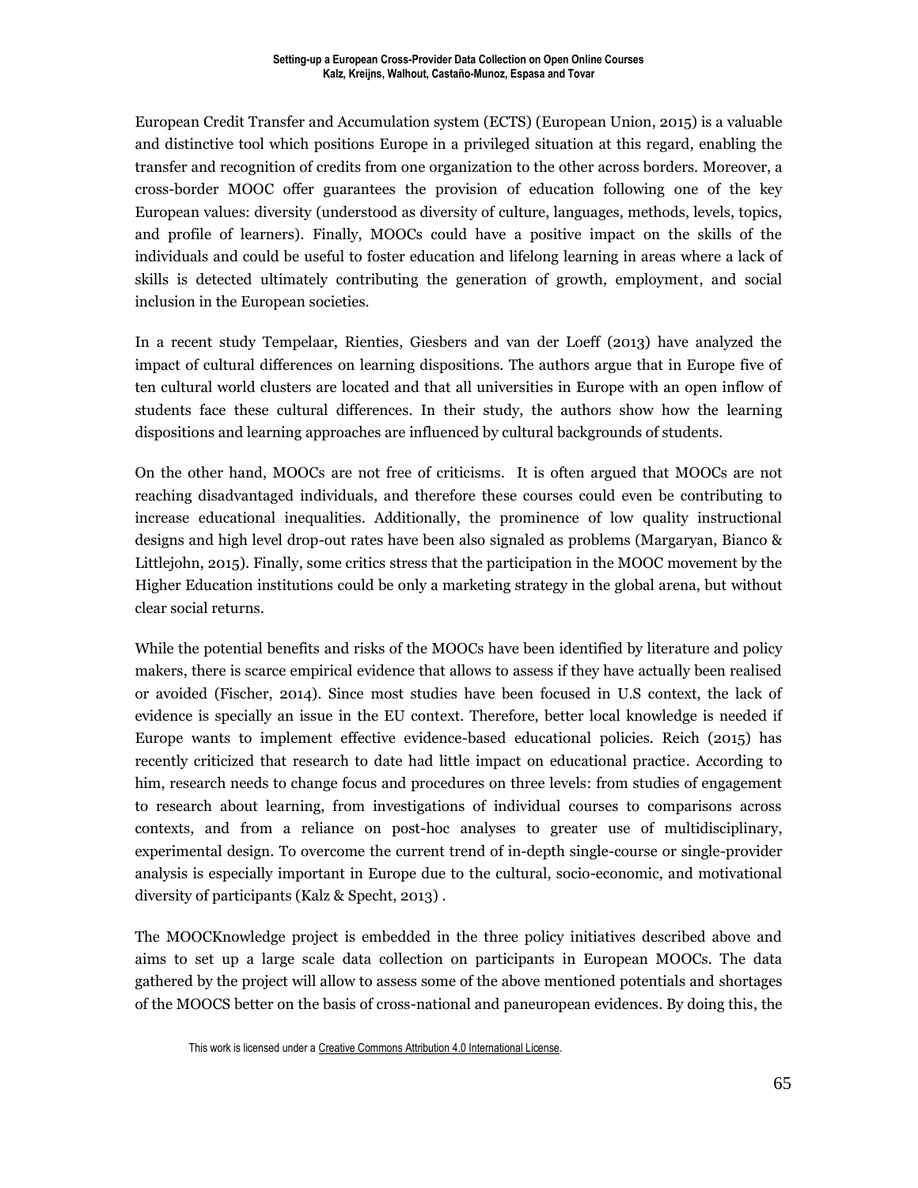European Credit Transfer and Accumulation system (ECTS) (European Union, 2015) is a valuable and distinctive tool which positions Europe in a privileged situation at this regard, enabling the transfer and recognition of credits from one organization to the other across borders. Moreover, a cross-border MOOC offer guarantees the provision of education following one of the key European values: diversity (understood as diversity of culture, languages, methods, levels, topics, and profile of learners). Finally, MOOCs could have a positive impact on the skills of the individuals and could be useful to foster education and lifelong learning in areas where a lack of skills is detected ultimately contributing the generation of growth, employment, and social inclusion in the European societies.

In a recent study Tempelaar, Rienties, Giesbers and van der Loeff (2013) have analyzed the impact of cultural differences on learning dispositions. The authors argue that in Europe five of ten cultural world clusters are located and that all universities in Europe with an open inflow of students face these cultural differences. In their study, the authors show how the learning dispositions and learning approaches are influenced by cultural backgrounds of students.

On the other hand, MOOCs are not free of criticisms. It is often argued that MOOCs are not reaching disadvantaged individuals, and therefore these courses could even be contributing to increase educational inequalities. Additionally, the prominence of low quality instructional designs and high level drop-out rates have been also signaled as problems (Margaryan, Bianco & Littlejohn, 2015). Finally, some critics stress that the participation in the MOOC movement by the Higher Education institutions could be only a marketing strategy in the global arena, but without clear social returns.

While the potential benefits and risks of the MOOCs have been identified by literature and policy makers, there is scarce empirical evidence that allows to assess if they have actually been realised or avoided (Fischer, 2014). Since most studies have been focused in U.S context, the lack of evidence is specially an issue in the EU context. Therefore, better local knowledge is needed if Europe wants to implement effective evidence-based educational policies. Reich (2015) has recently criticized that research to date had little impact on educational practice. According to him, research needs to change focus and procedures on three levels: from studies of engagement to research about learning, from investigations of individual courses to comparisons across contexts, and from a reliance on post-hoc analyses to greater use of multidisciplinary, experimental design. To overcome the current trend of in-depth single-course or single-provider analysis is especially important in Europe due to the cultural, socio-economic, and motivational diversity of participants (Kalz & Specht, 2013) .

The MOOCKnowledge project is embedded in the three policy initiatives described above and aims to set up a large scale data collection on participants in European MOOCs. The data gathered by the project will allow to assess some of the above mentioned potentials and shortages of the MOOCS better on the basis of cross-national and paneuropean evidences. By doing this, the

This work is licensed under a Creative Commons Attribution 4.0 International License.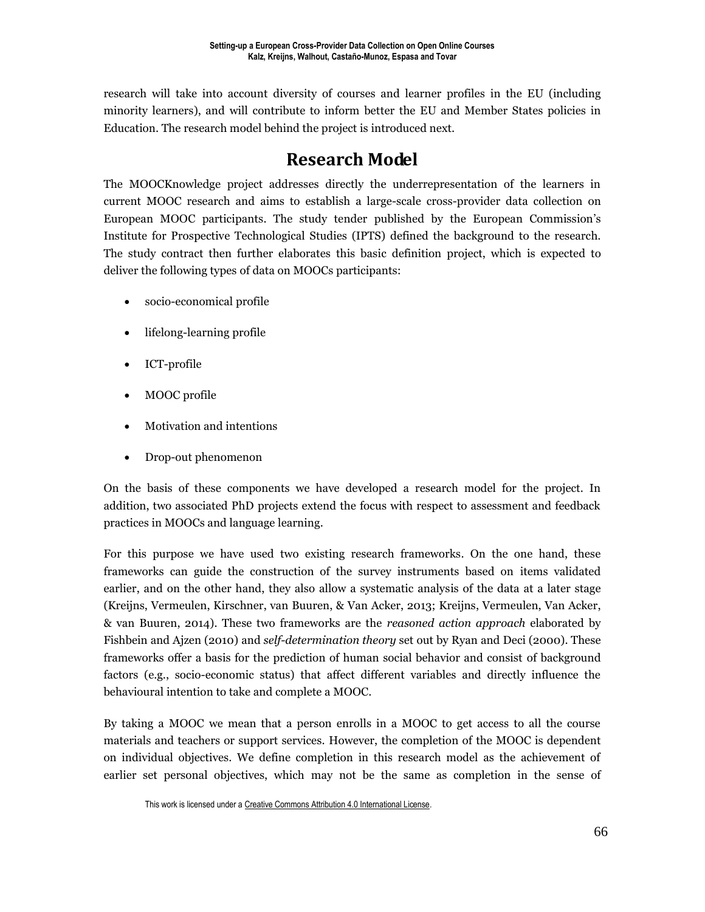research will take into account diversity of courses and learner profiles in the EU (including minority learners), and will contribute to inform better the EU and Member States policies in Education. The research model behind the project is introduced next.

# Research Model

The MOOCKnowledge project addresses directly the underrepresentation of the learners in current MOOC research and aims to establish a large-scale cross-provider data collection on European MOOC participants. The study tender published by the European Commission's Institute for Prospective Technological Studies (IPTS) defined the background to the research. The study contract then further elaborates this basic definition project, which is expected to deliver the following types of data on MOOCs participants:

- socio-economical profile
- lifelong-learning profile
- ICT-profile
- MOOC profile
- Motivation and intentions
- Drop-out phenomenon

On the basis of these components we have developed a research model for the project. In addition, two associated PhD projects extend the focus with respect to assessment and feedback practices in MOOCs and language learning.

For this purpose we have used two existing research frameworks. On the one hand, these frameworks can guide the construction of the survey instruments based on items validated earlier, and on the other hand, they also allow a systematic analysis of the data at a later stage (Kreijns, Vermeulen, Kirschner, van Buuren, & Van Acker, 2013; Kreijns, Vermeulen, Van Acker, & van Buuren, 2014). These two frameworks are the *reasoned action approach* elaborated by Fishbein and Ajzen (2010) and *self-determination theory* set out by Ryan and Deci (2000). These frameworks offer a basis for the prediction of human social behavior and consist of background factors (e.g., socio-economic status) that affect different variables and directly influence the behavioural intention to take and complete a MOOC.

By taking a MOOC we mean that a person enrolls in a MOOC to get access to all the course materials and teachers or support services. However, the completion of the MOOC is dependent on individual objectives. We define completion in this research model as the achievement of earlier set personal objectives, which may not be the same as completion in the sense of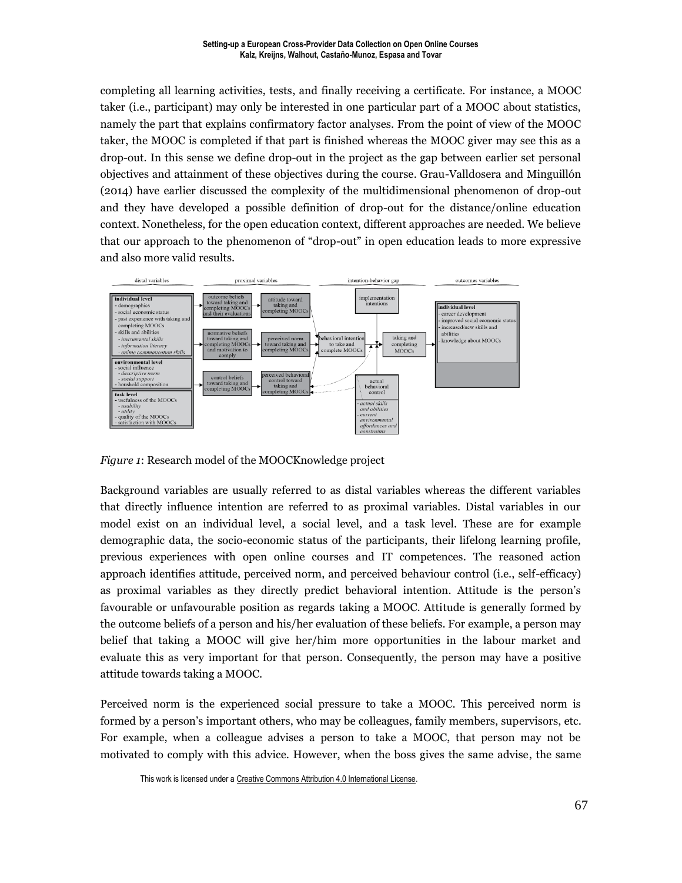completing all learning activities, tests, and finally receiving a certificate. For instance, a MOOC taker (i.e., participant) may only be interested in one particular part of a MOOC about statistics, namely the part that explains confirmatory factor analyses. From the point of view of the MOOC taker, the MOOC is completed if that part is finished whereas the MOOC giver may see this as a drop-out. In this sense we define drop-out in the project as the gap between earlier set personal objectives and attainment of these objectives during the course. Grau-Valldosera and Minguillón (2014) have earlier discussed the complexity of the multidimensional phenomenon of drop-out and they have developed a possible definition of drop-out for the distance/online education context. Nonetheless, for the open education context, different approaches are needed. We believe that our approach to the phenomenon of "drop-out" in open education leads to more expressive and also more valid results.

distal variables

proximal variables

intention-behavior gap

outcomes variables

individual level
- demographics
- social economic status
- past experience with taking and completing MOOCs
- skills and abilities
*- instrumental skills*
*- information literacy*
*- online communication skills*

environmental level
- social influence
*- descriptive norm*
*- social support*
- houshold composition

task level
- usefulness of the MOOCs
*- usability*
*- utility*
- quality of the MOOCs
- satisfaction with MOOCs

outcome beliefs toward taking and completing MOOCs and their evaluations

attitude toward taking and completing MOOCs

normative beliefs toward taking and completing MOOCs and motivation to comply

perceived norm toward taking and completing MOOCs

control beliefs toward taking and completing MOOCs

perceived behavioral control toward taking and completing MOOCs

behavioral intention to take and complete MOOCs

implementation intentions

taking and completing MOOCs

actual behavioral control
*- actual skills and abilities*
*- current environmental affordances and constraints*

individual level
- career development
- improved social economic status
- increased/new skills and abilities
- knowledge about MOOCs

*Figure 1*: Research model of the MOOCKnowledge project

Background variables are usually referred to as distal variables whereas the different variables that directly influence intention are referred to as proximal variables. Distal variables in our model exist on an individual level, a social level, and a task level. These are for example demographic data, the socio-economic status of the participants, their lifelong learning profile, previous experiences with open online courses and IT competences. The reasoned action approach identifies attitude, perceived norm, and perceived behaviour control (i.e., self-efficacy) as proximal variables as they directly predict behavioral intention. Attitude is the person's favourable or unfavourable position as regards taking a MOOC. Attitude is generally formed by the outcome beliefs of a person and his/her evaluation of these beliefs. For example, a person may belief that taking a MOOC will give her/him more opportunities in the labour market and evaluate this as very important for that person. Consequently, the person may have a positive attitude towards taking a MOOC.

Perceived norm is the experienced social pressure to take a MOOC. This perceived norm is formed by a person's important others, who may be colleagues, family members, supervisors, etc. For example, when a colleague advises a person to take a MOOC, that person may not be motivated to comply with this advice. However, when the boss gives the same advise, the same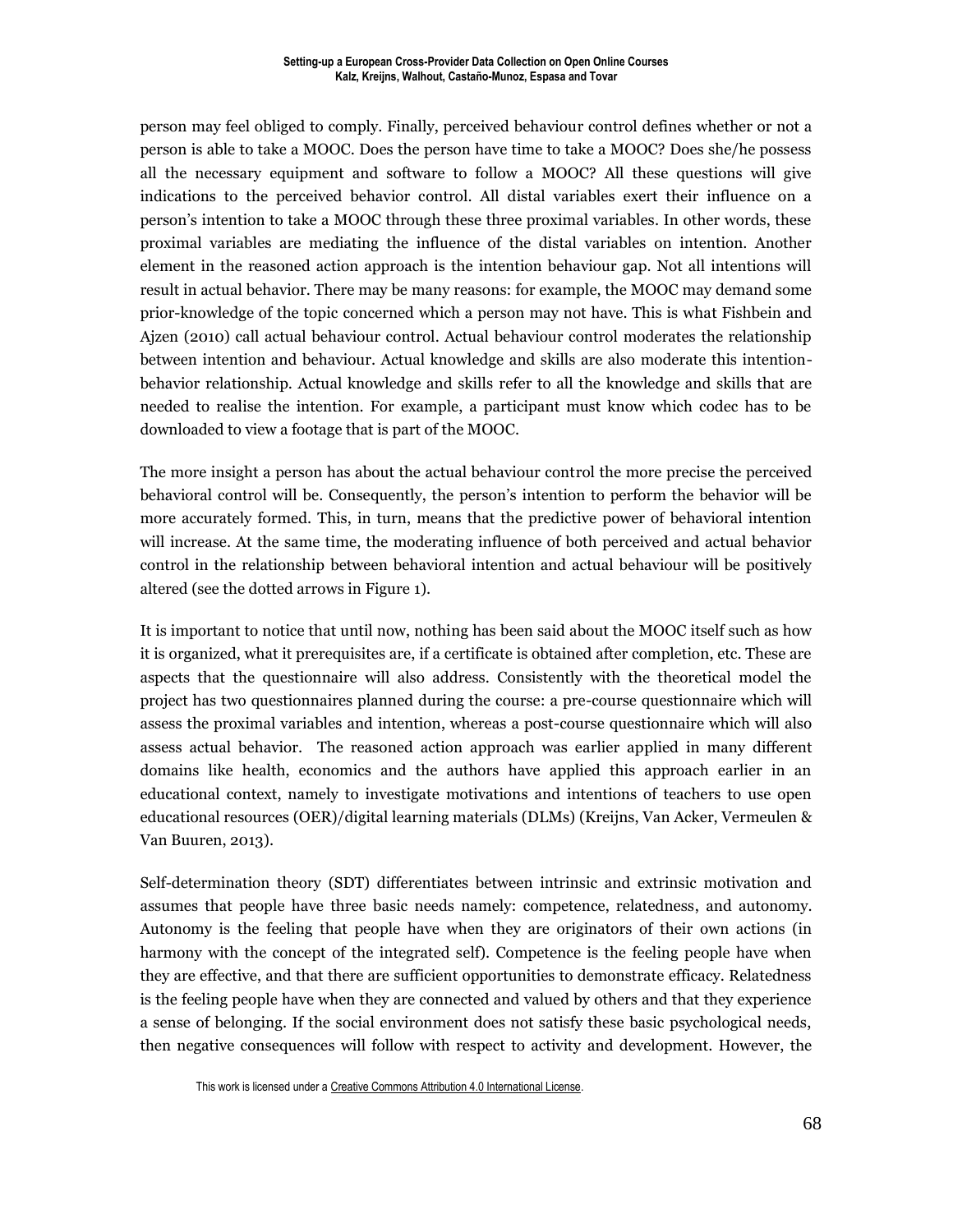person may feel obliged to comply. Finally, perceived behaviour control defines whether or not a person is able to take a MOOC. Does the person have time to take a MOOC? Does she/he possess all the necessary equipment and software to follow a MOOC? All these questions will give indications to the perceived behavior control. All distal variables exert their influence on a person's intention to take a MOOC through these three proximal variables. In other words, these proximal variables are mediating the influence of the distal variables on intention. Another element in the reasoned action approach is the intention behaviour gap. Not all intentions will result in actual behavior. There may be many reasons: for example, the MOOC may demand some prior-knowledge of the topic concerned which a person may not have. This is what Fishbein and Ajzen (2010) call actual behaviour control. Actual behaviour control moderates the relationship between intention and behaviour. Actual knowledge and skills are also moderate this intention-behavior relationship. Actual knowledge and skills refer to all the knowledge and skills that are needed to realise the intention. For example, a participant must know which codec has to be downloaded to view a footage that is part of the MOOC.

The more insight a person has about the actual behaviour control the more precise the perceived behavioral control will be. Consequently, the person's intention to perform the behavior will be more accurately formed. This, in turn, means that the predictive power of behavioral intention will increase. At the same time, the moderating influence of both perceived and actual behavior control in the relationship between behavioral intention and actual behaviour will be positively altered (see the dotted arrows in Figure 1).

It is important to notice that until now, nothing has been said about the MOOC itself such as how it is organized, what it prerequisites are, if a certificate is obtained after completion, etc. These are aspects that the questionnaire will also address. Consistently with the theoretical model the project has two questionnaires planned during the course: a pre-course questionnaire which will assess the proximal variables and intention, whereas a post-course questionnaire which will also assess actual behavior. The reasoned action approach was earlier applied in many different domains like health, economics and the authors have applied this approach earlier in an educational context, namely to investigate motivations and intentions of teachers to use open educational resources (OER)/digital learning materials (DLMs) (Kreijns, Van Acker, Vermeulen & Van Buuren, 2013).

Self-determination theory (SDT) differentiates between intrinsic and extrinsic motivation and assumes that people have three basic needs namely: competence, relatedness, and autonomy. Autonomy is the feeling that people have when they are originators of their own actions (in harmony with the concept of the integrated self). Competence is the feeling people have when they are effective, and that there are sufficient opportunities to demonstrate efficacy. Relatedness is the feeling people have when they are connected and valued by others and that they experience a sense of belonging. If the social environment does not satisfy these basic psychological needs, then negative consequences will follow with respect to activity and development. However, the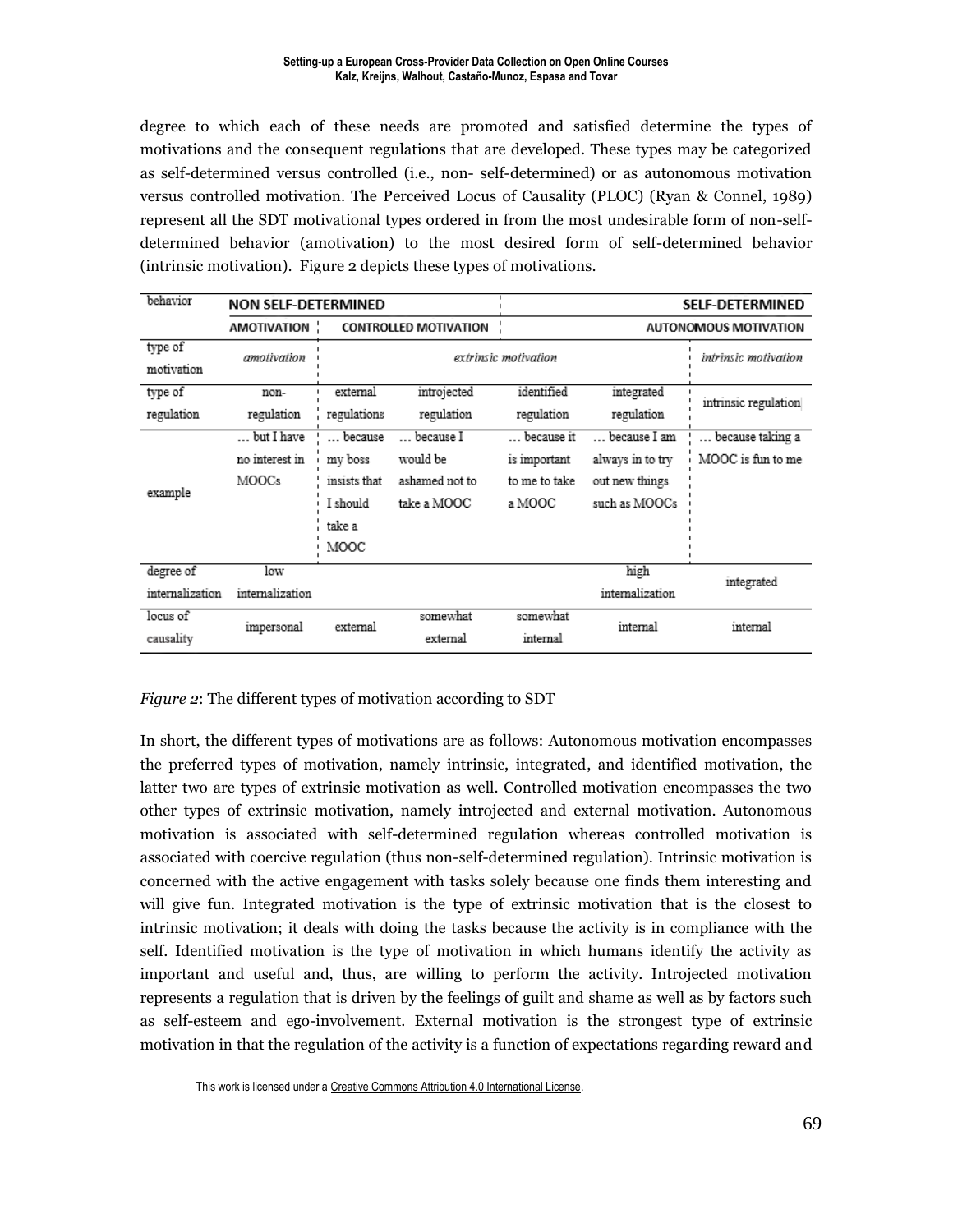degree to which each of these needs are promoted and satisfied determine the types of motivations and the consequent regulations that are developed. These types may be categorized as self-determined versus controlled (i.e., non- self-determined) or as autonomous motivation versus controlled motivation. The Perceived Locus of Causality (PLOC) (Ryan & Connel, 1989) represent all the SDT motivational types ordered in from the most undesirable form of non-self-determined behavior (amotivation) to the most desired form of self-determined behavior (intrinsic motivation). Figure 2 depicts these types of motivations.

| behavior | NON SELF-DETERMINED | | | | | SELF-DETERMINED |
|---|---|---|---|---|---|---|
| | AMOTIVATION | CONTROLLED MOTIVATION | | AUTONOMOUS MOTIVATION | | |
| type of motivation | *amotivation* | *extrinsic motivation* | | | | *intrinsic motivation* |
| type of regulation | non-regulation | external regulations | introjected regulation | identified regulation | integrated regulation | intrinsic regulation |
| example | … but I have no interest in MOOCs | … because my boss insists that I should take a MOOC | … because I would be ashamed not to take a MOOC | … because it is important to me to take a MOOC | … because I am always in to try out new things such as MOOCs | … because taking a MOOC is fun to me |
| degree of internalization | low internalization | | | | high internalization | integrated |
| locus of causality | impersonal | external | somewhat external | somewhat internal | internal | internal |

*Figure 2*: The different types of motivation according to SDT

In short, the different types of motivations are as follows: Autonomous motivation encompasses the preferred types of motivation, namely intrinsic, integrated, and identified motivation, the latter two are types of extrinsic motivation as well. Controlled motivation encompasses the two other types of extrinsic motivation, namely introjected and external motivation. Autonomous motivation is associated with self-determined regulation whereas controlled motivation is associated with coercive regulation (thus non-self-determined regulation). Intrinsic motivation is concerned with the active engagement with tasks solely because one finds them interesting and will give fun. Integrated motivation is the type of extrinsic motivation that is the closest to intrinsic motivation; it deals with doing the tasks because the activity is in compliance with the self. Identified motivation is the type of motivation in which humans identify the activity as important and useful and, thus, are willing to perform the activity. Introjected motivation represents a regulation that is driven by the feelings of guilt and shame as well as by factors such as self-esteem and ego-involvement. External motivation is the strongest type of extrinsic motivation in that the regulation of the activity is a function of expectations regarding reward and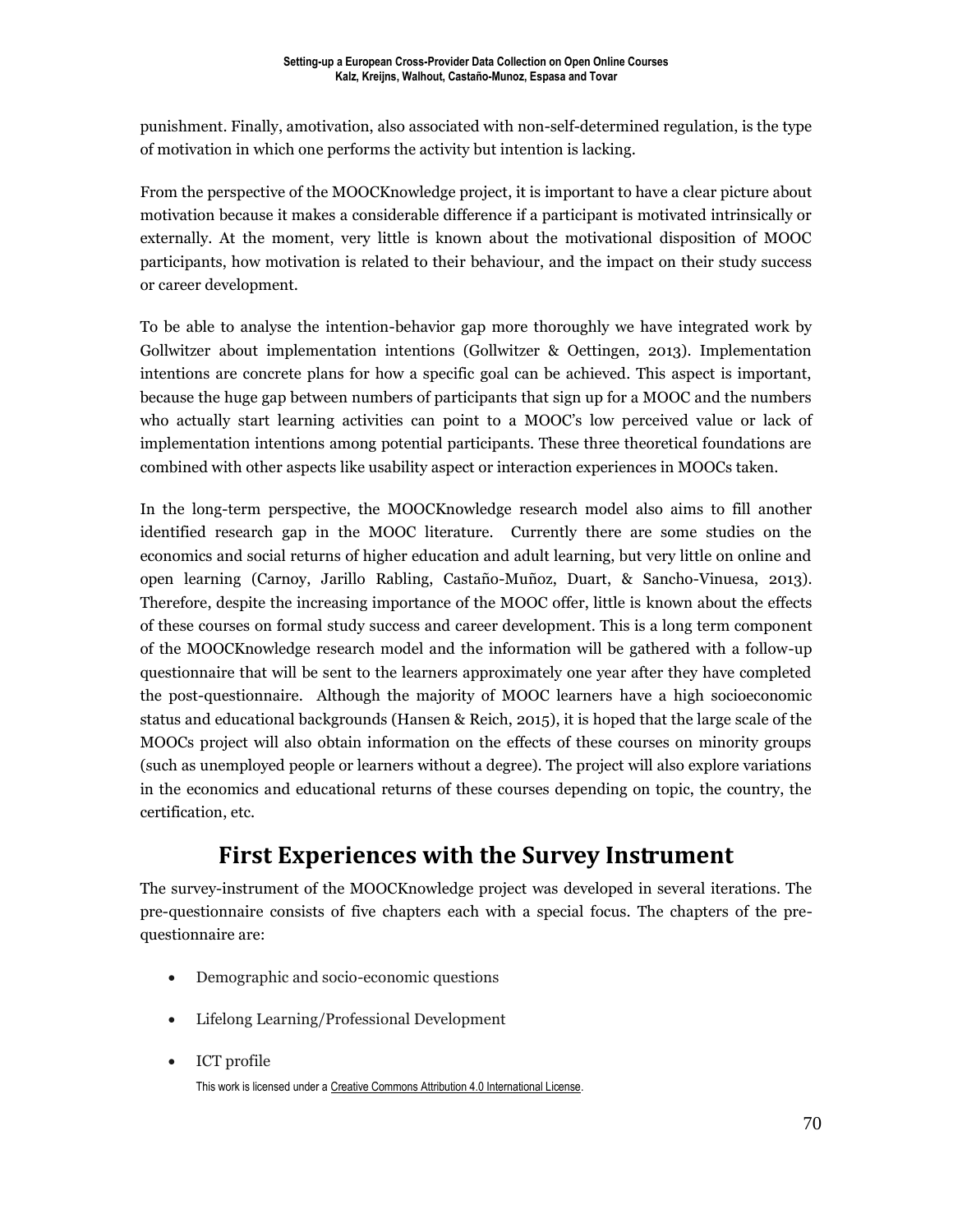punishment. Finally, amotivation, also associated with non-self-determined regulation, is the type of motivation in which one performs the activity but intention is lacking.

From the perspective of the MOOCKnowledge project, it is important to have a clear picture about motivation because it makes a considerable difference if a participant is motivated intrinsically or externally. At the moment, very little is known about the motivational disposition of MOOC participants, how motivation is related to their behaviour, and the impact on their study success or career development.

To be able to analyse the intention-behavior gap more thoroughly we have integrated work by Gollwitzer about implementation intentions (Gollwitzer & Oettingen, 2013). Implementation intentions are concrete plans for how a specific goal can be achieved. This aspect is important, because the huge gap between numbers of participants that sign up for a MOOC and the numbers who actually start learning activities can point to a MOOC's low perceived value or lack of implementation intentions among potential participants. These three theoretical foundations are combined with other aspects like usability aspect or interaction experiences in MOOCs taken.

In the long-term perspective, the MOOCKnowledge research model also aims to fill another identified research gap in the MOOC literature. Currently there are some studies on the economics and social returns of higher education and adult learning, but very little on online and open learning (Carnoy, Jarillo Rabling, Castaño-Muñoz, Duart, & Sancho-Vinuesa, 2013). Therefore, despite the increasing importance of the MOOC offer, little is known about the effects of these courses on formal study success and career development. This is a long term component of the MOOCKnowledge research model and the information will be gathered with a follow-up questionnaire that will be sent to the learners approximately one year after they have completed the post-questionnaire. Although the majority of MOOC learners have a high socioeconomic status and educational backgrounds (Hansen & Reich, 2015), it is hoped that the large scale of the MOOCs project will also obtain information on the effects of these courses on minority groups (such as unemployed people or learners without a degree). The project will also explore variations in the economics and educational returns of these courses depending on topic, the country, the certification, etc.

## First Experiences with the Survey Instrument

The survey-instrument of the MOOCKnowledge project was developed in several iterations. The pre-questionnaire consists of five chapters each with a special focus. The chapters of the pre-questionnaire are:

- Demographic and socio-economic questions
- Lifelong Learning/Professional Development
- ICT profile

This work is licensed under a Creative Commons Attribution 4.0 International License.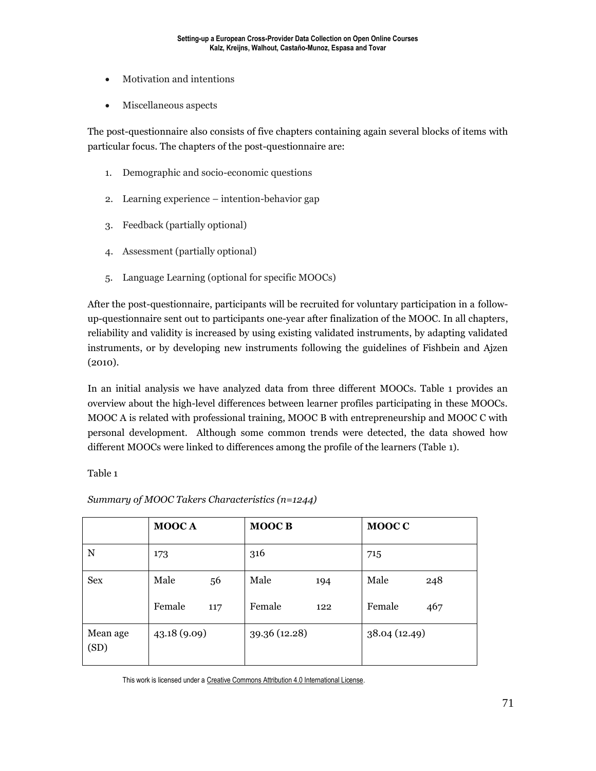- Motivation and intentions
- Miscellaneous aspects

The post-questionnaire also consists of five chapters containing again several blocks of items with particular focus. The chapters of the post-questionnaire are:

1. Demographic and socio-economic questions
2. Learning experience – intention-behavior gap
3. Feedback (partially optional)
4. Assessment (partially optional)
5. Language Learning (optional for specific MOOCs)

After the post-questionnaire, participants will be recruited for voluntary participation in a follow-up-questionnaire sent out to participants one-year after finalization of the MOOC. In all chapters, reliability and validity is increased by using existing validated instruments, by adapting validated instruments, or by developing new instruments following the guidelines of Fishbein and Ajzen (2010).

In an initial analysis we have analyzed data from three different MOOCs. Table 1 provides an overview about the high-level differences between learner profiles participating in these MOOCs. MOOC A is related with professional training, MOOC B with entrepreneurship and MOOC C with personal development. Although some common trends were detected, the data showed how different MOOCs were linked to differences among the profile of the learners (Table 1).

Table 1

*Summary of MOOC Takers Characteristics (n=1244)*

| | MOOC A | | MOOC B | | MOOC C | |
|---|---|---|---|---|---|---|
| N | 173 | | 316 | | 715 | |
| Sex | Male | 56 | Male | 194 | Male | 248 |
| | Female | 117 | Female | 122 | Female | 467 |
| Mean age (SD) | 43.18 (9.09) | | 39.36 (12.28) | | 38.04 (12.49) | |

This work is licensed under a Creative Commons Attribution 4.0 International License.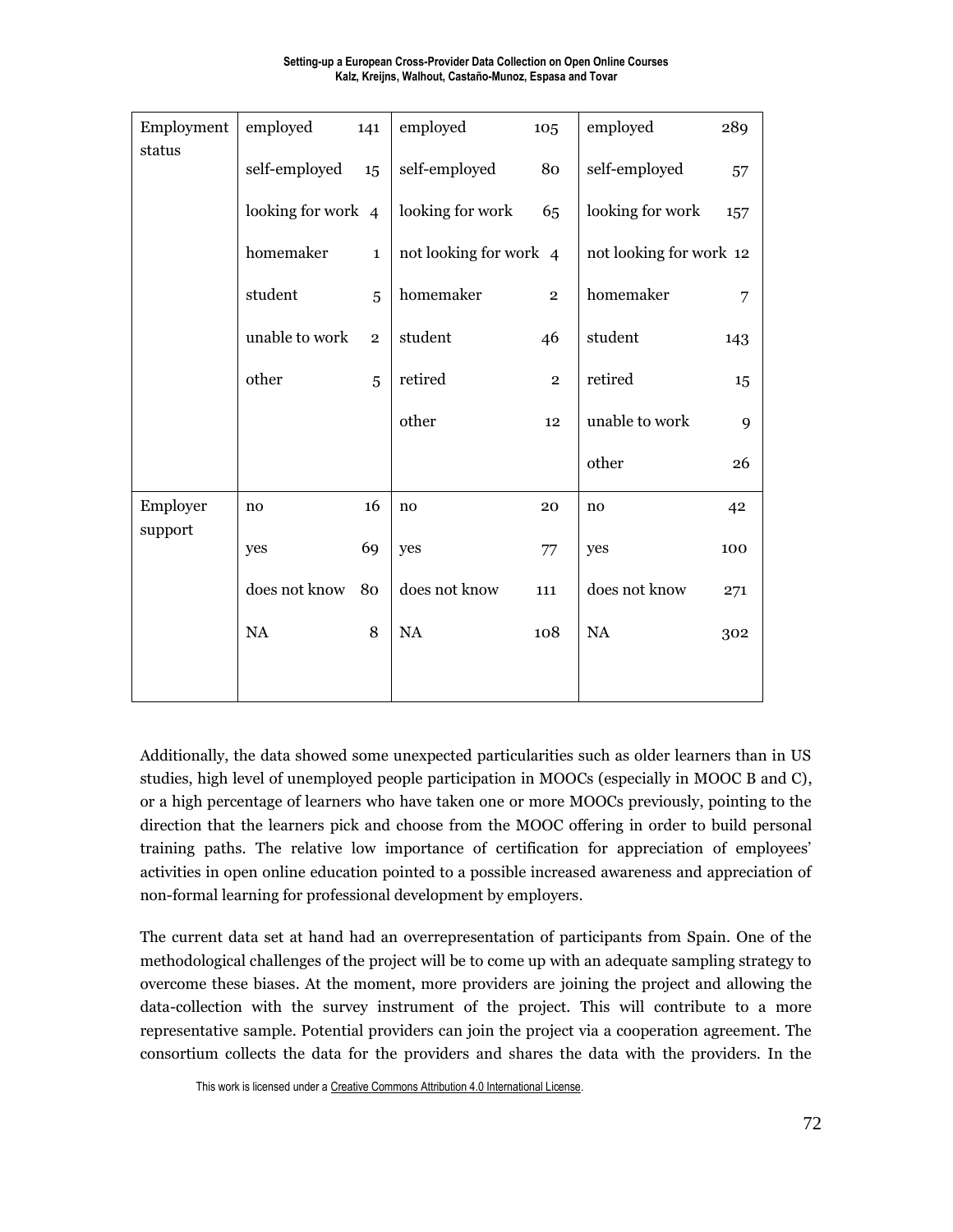| | | | | | | |
|---|---|---|---|---|---|---|
| Employment status | employed | 141 | employed | 105 | employed | 289 |
| | self-employed | 15 | self-employed | 80 | self-employed | 57 |
| | looking for work | 4 | looking for work | 65 | looking for work | 157 |
| | homemaker | 1 | not looking for work | 4 | not looking for work | 12 |
| | student | 5 | homemaker | 2 | homemaker | 7 |
| | unable to work | 2 | student | 46 | student | 143 |
| | other | 5 | retired | 2 | retired | 15 |
| | | | other | 12 | unable to work | 9 |
| | | | | | other | 26 |
| Employer support | no | 16 | no | 20 | no | 42 |
| | yes | 69 | yes | 77 | yes | 100 |
| | does not know | 80 | does not know | 111 | does not know | 271 |
| | NA | 8 | NA | 108 | NA | 302 |

Additionally, the data showed some unexpected particularities such as older learners than in US studies, high level of unemployed people participation in MOOCs (especially in MOOC B and C), or a high percentage of learners who have taken one or more MOOCs previously, pointing to the direction that the learners pick and choose from the MOOC offering in order to build personal training paths. The relative low importance of certification for appreciation of employees' activities in open online education pointed to a possible increased awareness and appreciation of non-formal learning for professional development by employers.

The current data set at hand had an overrepresentation of participants from Spain. One of the methodological challenges of the project will be to come up with an adequate sampling strategy to overcome these biases. At the moment, more providers are joining the project and allowing the data-collection with the survey instrument of the project. This will contribute to a more representative sample. Potential providers can join the project via a cooperation agreement. The consortium collects the data for the providers and shares the data with the providers. In the

This work is licensed under a Creative Commons Attribution 4.0 International License.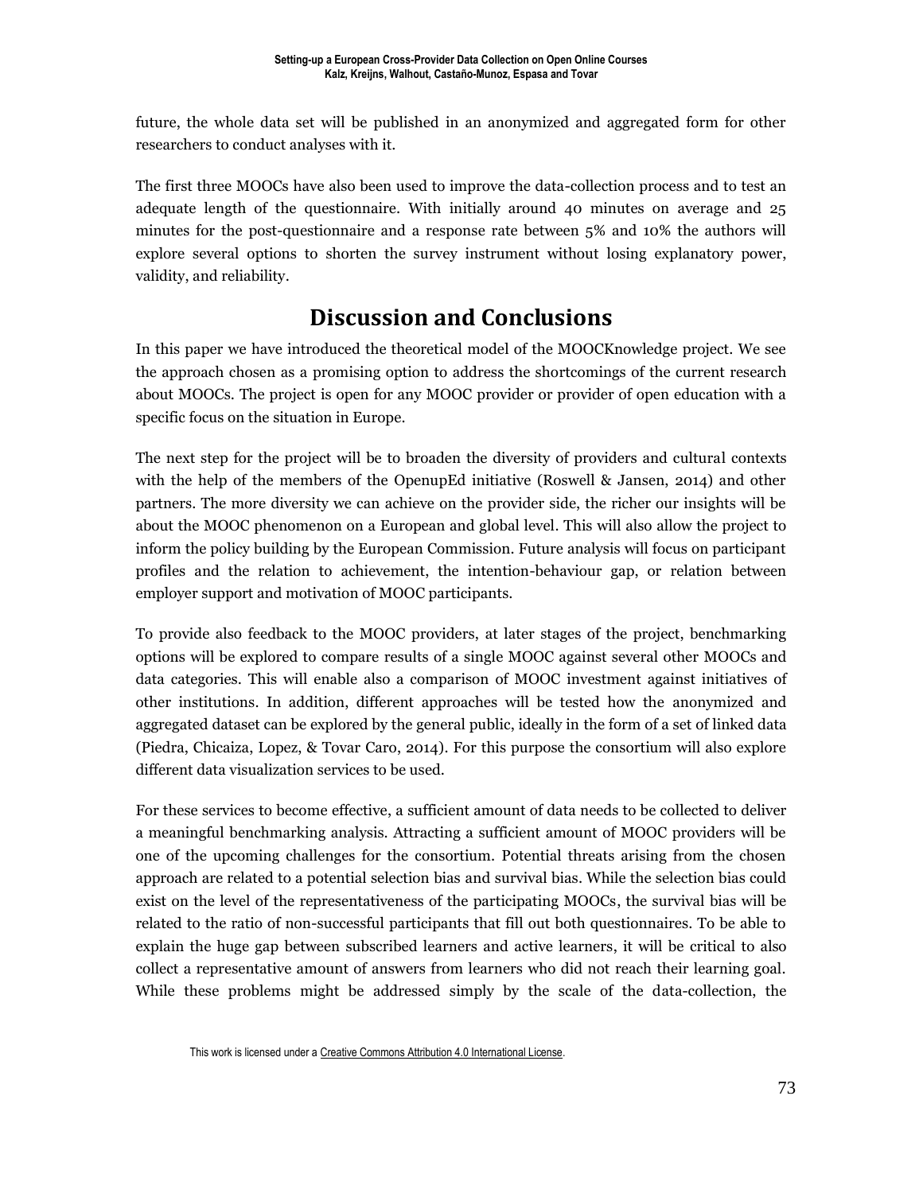future, the whole data set will be published in an anonymized and aggregated form for other researchers to conduct analyses with it.

The first three MOOCs have also been used to improve the data-collection process and to test an adequate length of the questionnaire. With initially around 40 minutes on average and 25 minutes for the post-questionnaire and a response rate between 5% and 10% the authors will explore several options to shorten the survey instrument without losing explanatory power, validity, and reliability.

# Discussion and Conclusions

In this paper we have introduced the theoretical model of the MOOCKnowledge project. We see the approach chosen as a promising option to address the shortcomings of the current research about MOOCs. The project is open for any MOOC provider or provider of open education with a specific focus on the situation in Europe.

The next step for the project will be to broaden the diversity of providers and cultural contexts with the help of the members of the OpenupEd initiative (Roswell & Jansen, 2014) and other partners. The more diversity we can achieve on the provider side, the richer our insights will be about the MOOC phenomenon on a European and global level. This will also allow the project to inform the policy building by the European Commission. Future analysis will focus on participant profiles and the relation to achievement, the intention-behaviour gap, or relation between employer support and motivation of MOOC participants.

To provide also feedback to the MOOC providers, at later stages of the project, benchmarking options will be explored to compare results of a single MOOC against several other MOOCs and data categories. This will enable also a comparison of MOOC investment against initiatives of other institutions. In addition, different approaches will be tested how the anonymized and aggregated dataset can be explored by the general public, ideally in the form of a set of linked data (Piedra, Chicaiza, Lopez, & Tovar Caro, 2014). For this purpose the consortium will also explore different data visualization services to be used.

For these services to become effective, a sufficient amount of data needs to be collected to deliver a meaningful benchmarking analysis. Attracting a sufficient amount of MOOC providers will be one of the upcoming challenges for the consortium. Potential threats arising from the chosen approach are related to a potential selection bias and survival bias. While the selection bias could exist on the level of the representativeness of the participating MOOCs, the survival bias will be related to the ratio of non-successful participants that fill out both questionnaires. To be able to explain the huge gap between subscribed learners and active learners, it will be critical to also collect a representative amount of answers from learners who did not reach their learning goal. While these problems might be addressed simply by the scale of the data-collection, the

This work is licensed under a Creative Commons Attribution 4.0 International License.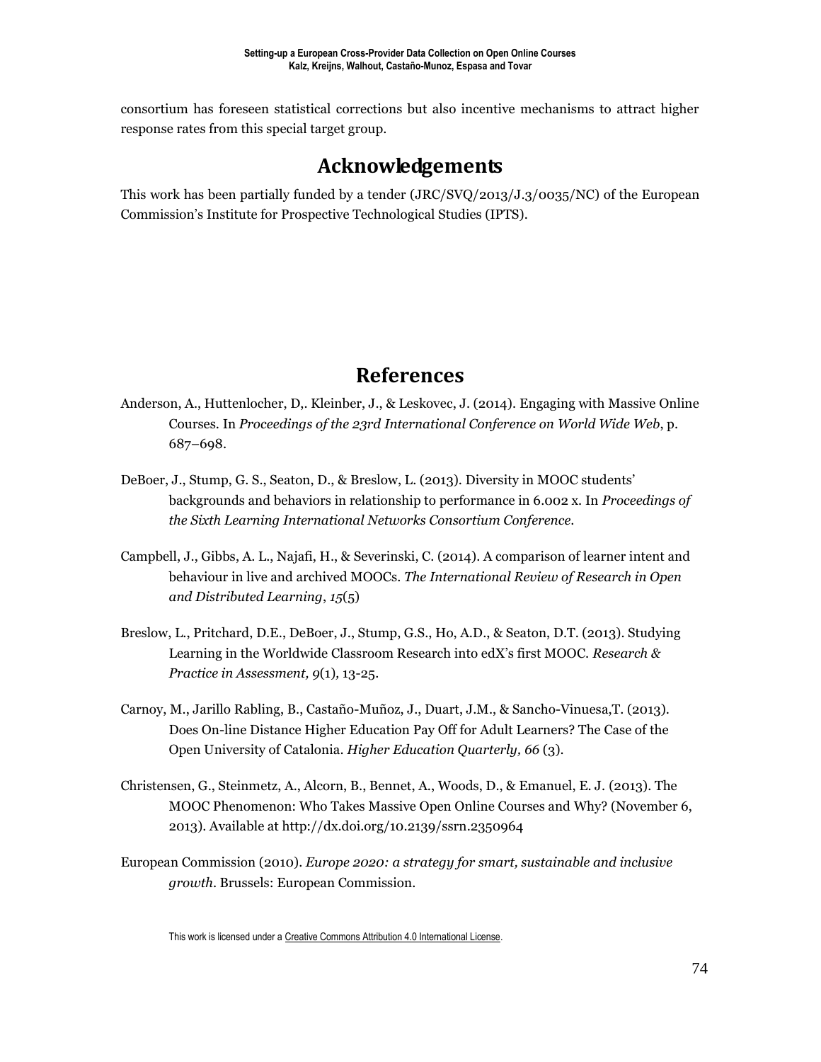consortium has foreseen statistical corrections but also incentive mechanisms to attract higher response rates from this special target group.

## Acknowledgements

This work has been partially funded by a tender (JRC/SVQ/2013/J.3/0035/NC) of the European Commission's Institute for Prospective Technological Studies (IPTS).

## References

Anderson, A., Huttenlocher, D,. Kleinber, J., & Leskovec, J. (2014). Engaging with Massive Online Courses. In *Proceedings of the 23rd International Conference on World Wide Web*, p. 687–698.

DeBoer, J., Stump, G. S., Seaton, D., & Breslow, L. (2013). Diversity in MOOC students' backgrounds and behaviors in relationship to performance in 6.002 x. In *Proceedings of the Sixth Learning International Networks Consortium Conference*.

Campbell, J., Gibbs, A. L., Najafi, H., & Severinski, C. (2014). A comparison of learner intent and behaviour in live and archived MOOCs. *The International Review of Research in Open and Distributed Learning*, *15*(5)

Breslow, L., Pritchard, D.E., DeBoer, J., Stump, G.S., Ho, A.D., & Seaton, D.T. (2013). Studying Learning in the Worldwide Classroom Research into edX's first MOOC. *Research & Practice in Assessment, 9*(1)*,* 13-25.

Carnoy, M., Jarillo Rabling, B., Castaño-Muñoz, J., Duart, J.M., & Sancho-Vinuesa,T. (2013). Does On-line Distance Higher Education Pay Off for Adult Learners? The Case of the Open University of Catalonia. *Higher Education Quarterly, 66* (3).

Christensen, G., Steinmetz, A., Alcorn, B., Bennet, A., Woods, D., & Emanuel, E. J. (2013). The MOOC Phenomenon: Who Takes Massive Open Online Courses and Why? (November 6, 2013). Available at http://dx.doi.org/10.2139/ssrn.2350964

European Commission (2010). *Europe 2020: a strategy for smart, sustainable and inclusive growth*. Brussels: European Commission.

This work is licensed under a Creative Commons Attribution 4.0 International License.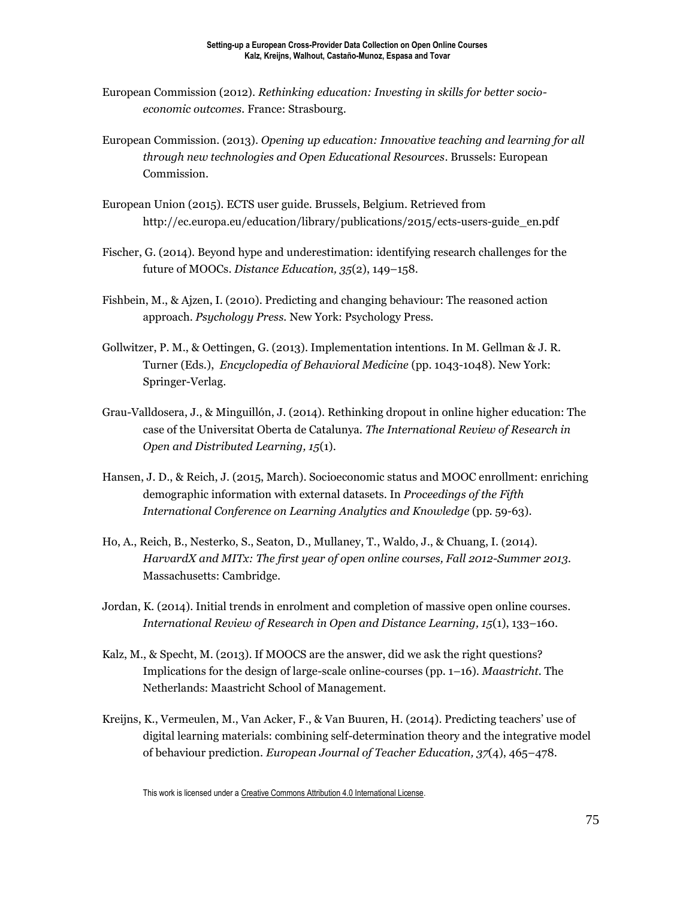European Commission (2012). *Rethinking education: Investing in skills for better socio-economic outcomes*. France: Strasbourg.

European Commission. (2013). *Opening up education: Innovative teaching and learning for all through new technologies and Open Educational Resources*. Brussels: European Commission.

European Union (2015). ECTS user guide. Brussels, Belgium. Retrieved from http://ec.europa.eu/education/library/publications/2015/ects-users-guide_en.pdf

Fischer, G. (2014). Beyond hype and underestimation: identifying research challenges for the future of MOOCs. *Distance Education, 35*(2), 149–158.

Fishbein, M., & Ajzen, I. (2010). Predicting and changing behaviour: The reasoned action approach. *Psychology Press.* New York: Psychology Press.

Gollwitzer, P. M., & Oettingen, G. (2013). Implementation intentions. In M. Gellman & J. R. Turner (Eds.), *Encyclopedia of Behavioral Medicine* (pp. 1043-1048). New York: Springer-Verlag.

Grau-Valldosera, J., & Minguillón, J. (2014). Rethinking dropout in online higher education: The case of the Universitat Oberta de Catalunya. *The International Review of Research in Open and Distributed Learning, 15*(1).

Hansen, J. D., & Reich, J. (2015, March). Socioeconomic status and MOOC enrollment: enriching demographic information with external datasets. In *Proceedings of the Fifth International Conference on Learning Analytics and Knowledge* (pp. 59-63).

Ho, A., Reich, B., Nesterko, S., Seaton, D., Mullaney, T., Waldo, J., & Chuang, I. (2014). *HarvardX and MITx: The first year of open online courses, Fall 2012-Summer 2013.* Massachusetts: Cambridge.

Jordan, K. (2014). Initial trends in enrolment and completion of massive open online courses. *International Review of Research in Open and Distance Learning, 15*(1), 133–160.

Kalz, M., & Specht, M. (2013). If MOOCS are the answer, did we ask the right questions? Implications for the design of large-scale online-courses (pp. 1–16). *Maastricht*. The Netherlands: Maastricht School of Management.

Kreijns, K., Vermeulen, M., Van Acker, F., & Van Buuren, H. (2014). Predicting teachers' use of digital learning materials: combining self-determination theory and the integrative model of behaviour prediction. *European Journal of Teacher Education, 37*(4), 465–478.

This work is licensed under a Creative Commons Attribution 4.0 International License.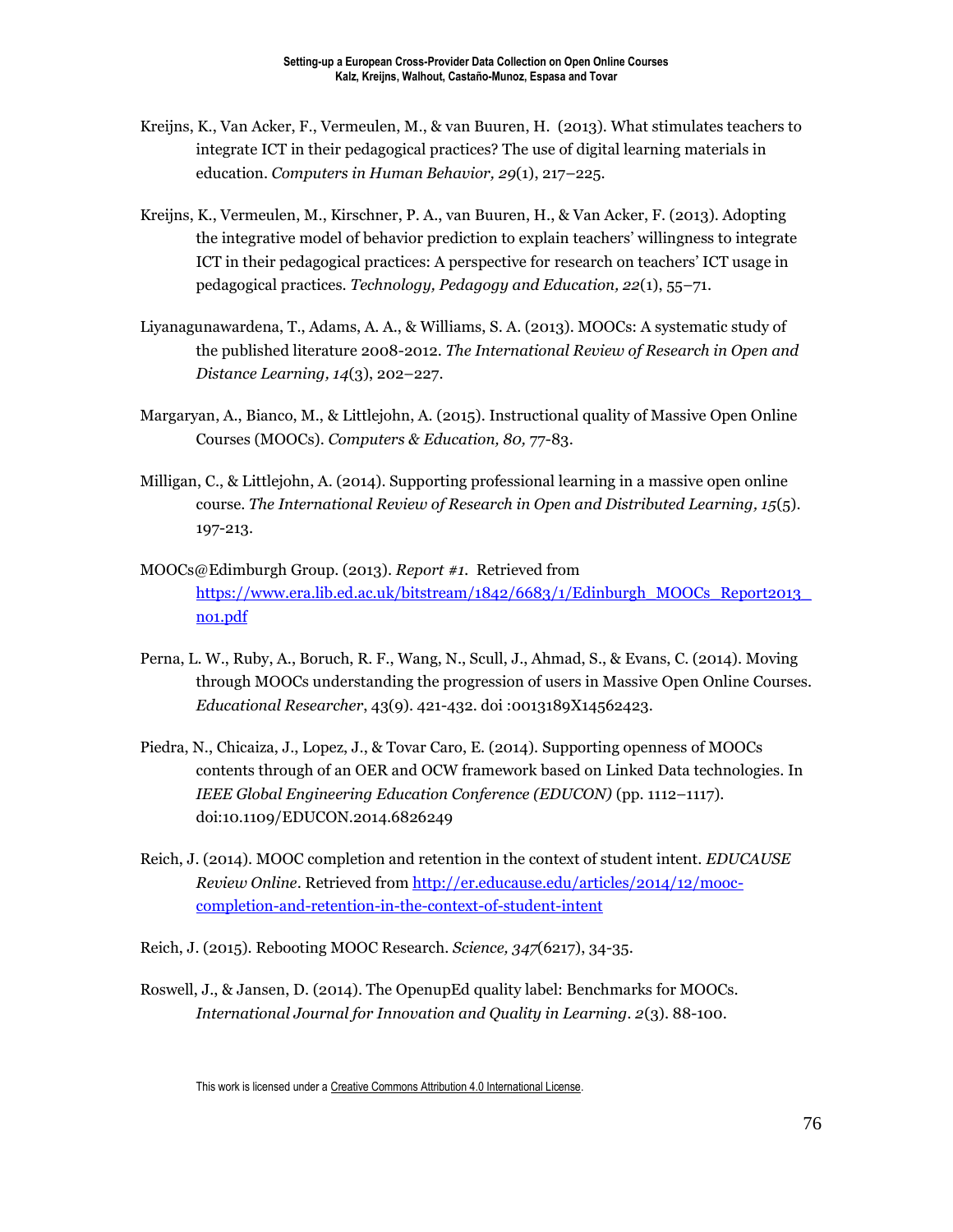Kreijns, K., Van Acker, F., Vermeulen, M., & van Buuren, H.  (2013). What stimulates teachers to integrate ICT in their pedagogical practices? The use of digital learning materials in education. *Computers in Human Behavior, 29*(1), 217–225.

Kreijns, K., Vermeulen, M., Kirschner, P. A., van Buuren, H., & Van Acker, F. (2013). Adopting the integrative model of behavior prediction to explain teachers' willingness to integrate ICT in their pedagogical practices: A perspective for research on teachers' ICT usage in pedagogical practices. *Technology, Pedagogy and Education, 22*(1), 55–71.

Liyanagunawardena, T., Adams, A. A., & Williams, S. A. (2013). MOOCs: A systematic study of the published literature 2008-2012. *The International Review of Research in Open and Distance Learning, 14*(3), 202–227.

Margaryan, A., Bianco, M., & Littlejohn, A. (2015). Instructional quality of Massive Open Online Courses (MOOCs). *Computers & Education, 80,* 77-83.

Milligan, C., & Littlejohn, A. (2014). Supporting professional learning in a massive open online course. *The International Review of Research in Open and Distributed Learning, 15*(5). 197-213.

MOOCs@Edimburgh Group. (2013). *Report #1.*  Retrieved from [https://www.era.lib.ed.ac.uk/bitstream/1842/6683/1/Edinburgh_MOOCs_Report2013_no1.pdf](https://www.era.lib.ed.ac.uk/bitstream/1842/6683/1/Edinburgh_MOOCs_Report2013_no1.pdf)

Perna, L. W., Ruby, A., Boruch, R. F., Wang, N., Scull, J., Ahmad, S., & Evans, C. (2014). Moving through MOOCs understanding the progression of users in Massive Open Online Courses. *Educational Researcher*, 43(9). 421-432. doi :0013189X14562423.

Piedra, N., Chicaiza, J., Lopez, J., & Tovar Caro, E. (2014). Supporting openness of MOOCs contents through of an OER and OCW framework based on Linked Data technologies. In *IEEE Global Engineering Education Conference (EDUCON)* (pp. 1112–1117). doi:10.1109/EDUCON.2014.6826249

Reich, J. (2014). MOOC completion and retention in the context of student intent. *EDUCAUSE Review Online*. Retrieved from [http://er.educause.edu/articles/2014/12/mooc-completion-and-retention-in-the-context-of-student-intent](http://er.educause.edu/articles/2014/12/mooc-completion-and-retention-in-the-context-of-student-intent)

Reich, J. (2015). Rebooting MOOC Research. *Science, 347*(6217), 34-35.

Roswell, J., & Jansen, D. (2014). The OpenupEd quality label: Benchmarks for MOOCs. *International Journal for Innovation and Quality in Learning*. *2*(3). 88-100.

This work is licensed under a Creative Commons Attribution 4.0 International License.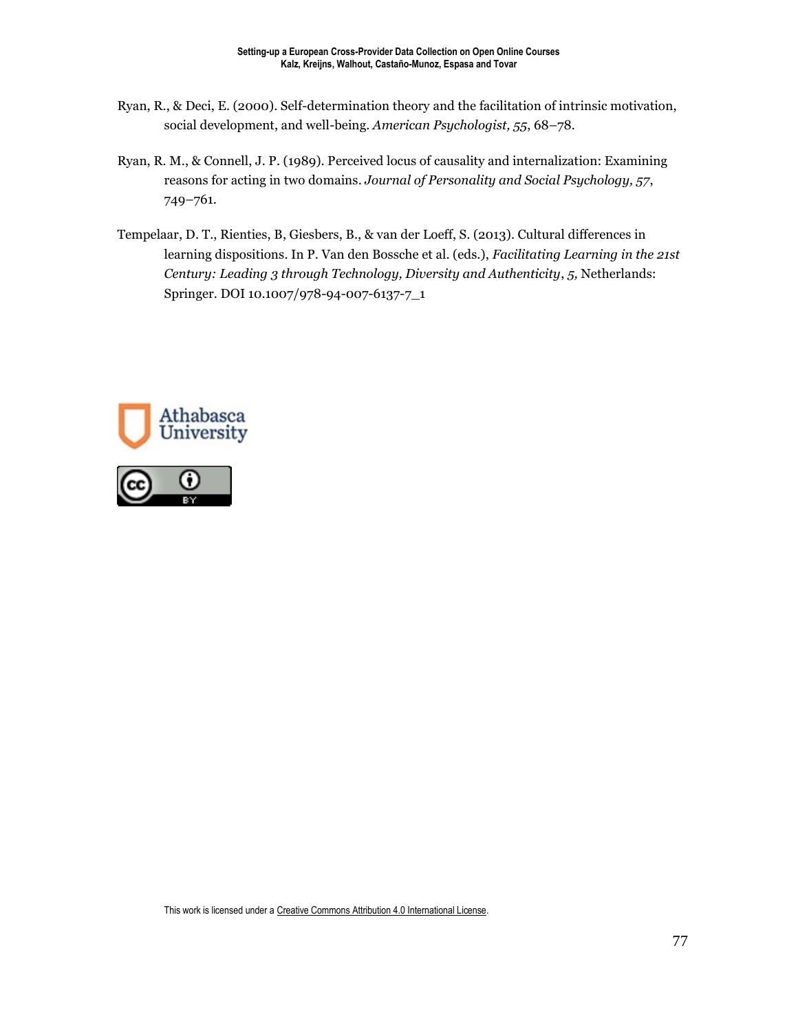Ryan, R., & Deci, E. (2000). Self-determination theory and the facilitation of intrinsic motivation, social development, and well-being. *American Psychologist, 55*, 68–78.

Ryan, R. M., & Connell, J. P. (1989). Perceived locus of causality and internalization: Examining reasons for acting in two domains. *Journal of Personality and Social Psychology, 57*, 749–761.

Tempelaar, D. T., Rienties, B, Giesbers, B., & van der Loeff, S. (2013). Cultural differences in learning dispositions. In P. Van den Bossche et al. (eds.), *Facilitating Learning in the 21st Century: Leading 3 through Technology, Diversity and Authenticity*, *5,* Netherlands: Springer. DOI 10.1007/978-94-007-6137-7_1

This work is licensed under a Creative Commons Attribution 4.0 International License.